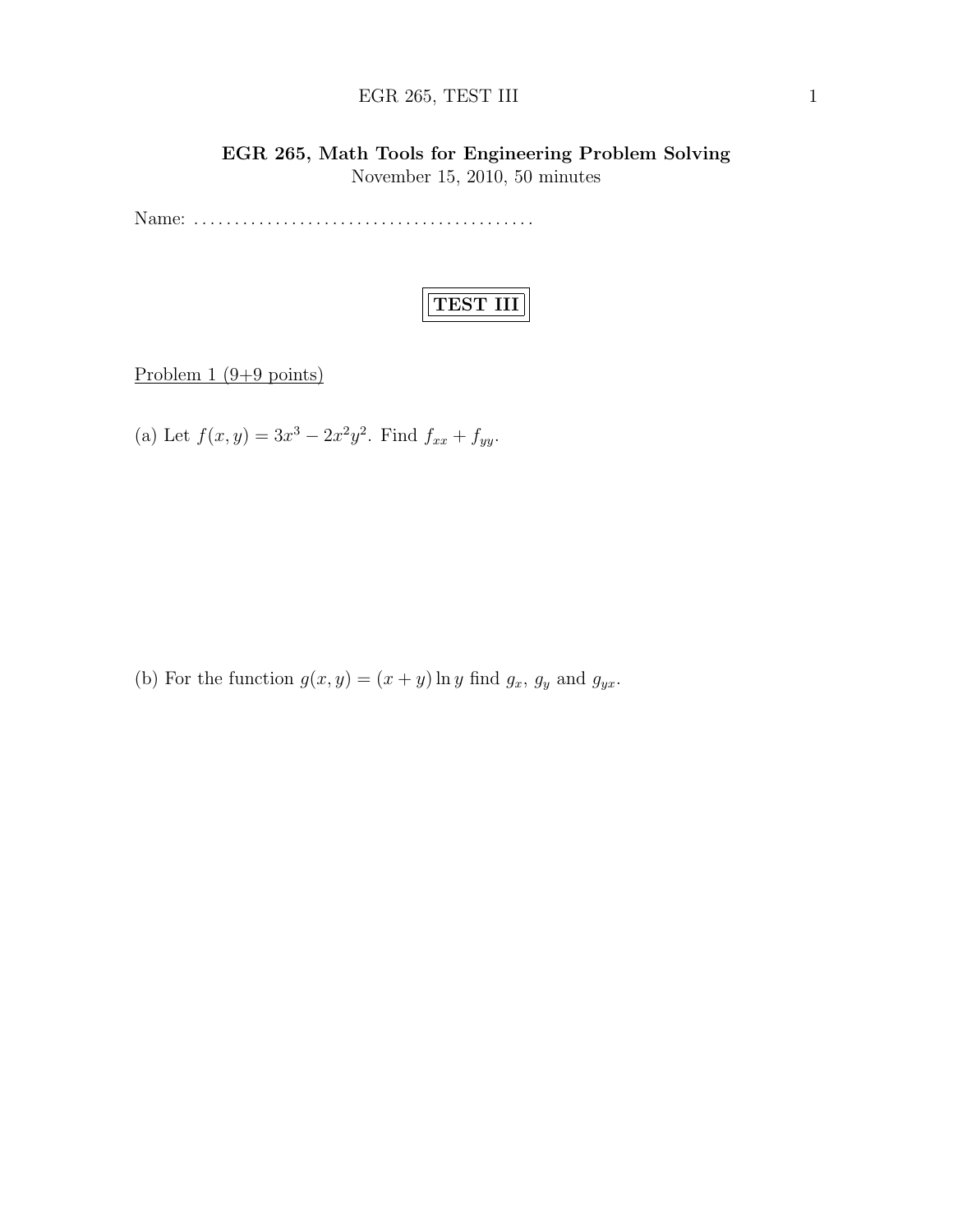# EGR 265, Math Tools for Engineering Problem Solving

November 15, 2010, 50 minutes

Name: ..........................................

## TEST III

Problem 1 (9+9 points)

(a) Let $f(x, y) = 3x^3 - 2x^2y^2$. Find $f_{xx} + f_{yy}$.

(b) For the function $g(x, y) = (x + y) \ln y$ find $g_x$, $g_y$ and $g_{yx}$.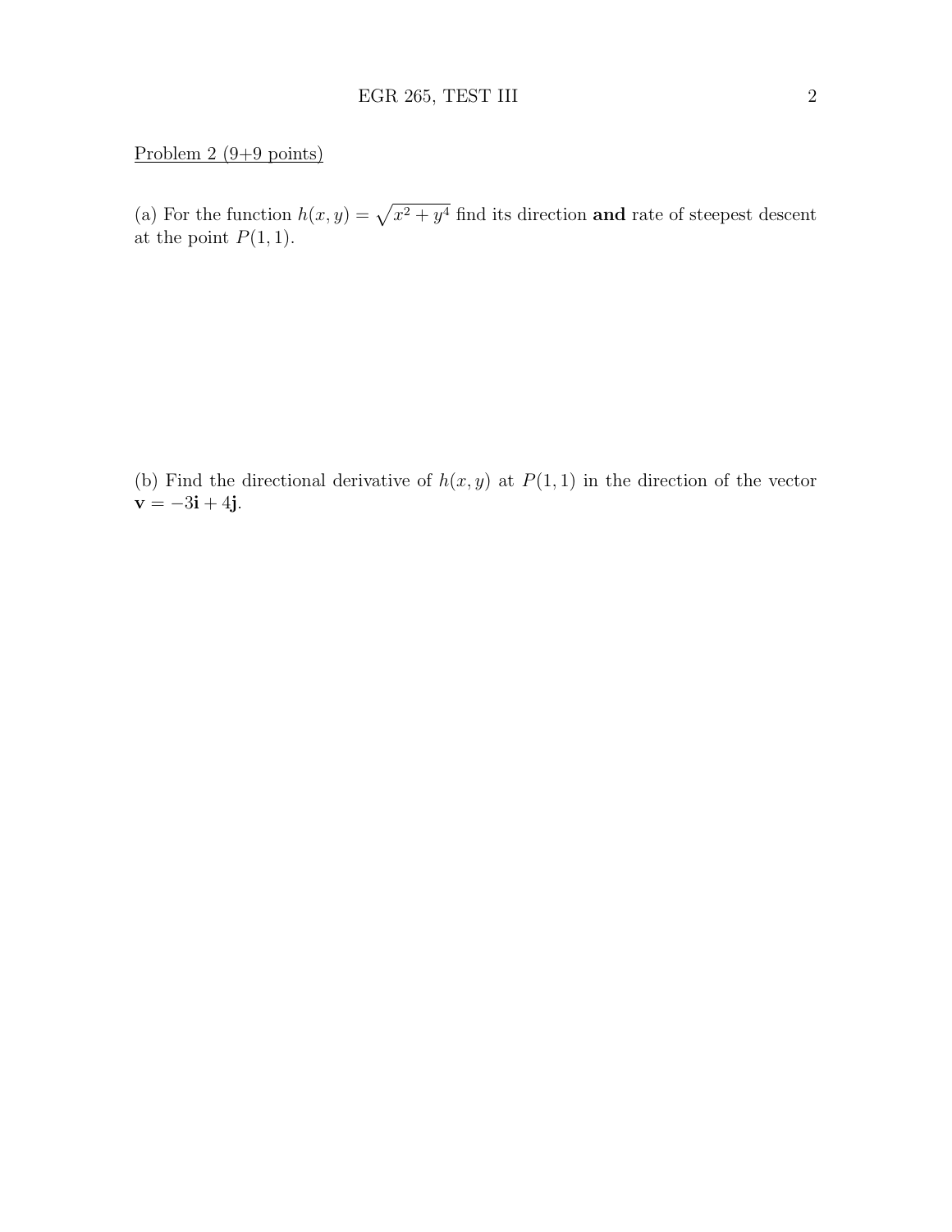Problem 2 (9+9 points)

(a) For the function $h(x, y) = \sqrt{x^2 + y^4}$ find its direction **and** rate of steepest descent at the point $P(1, 1)$.

(b) Find the directional derivative of $h(x, y)$ at $P(1, 1)$ in the direction of the vector $\mathbf{v} = -3\mathbf{i} + 4\mathbf{j}$.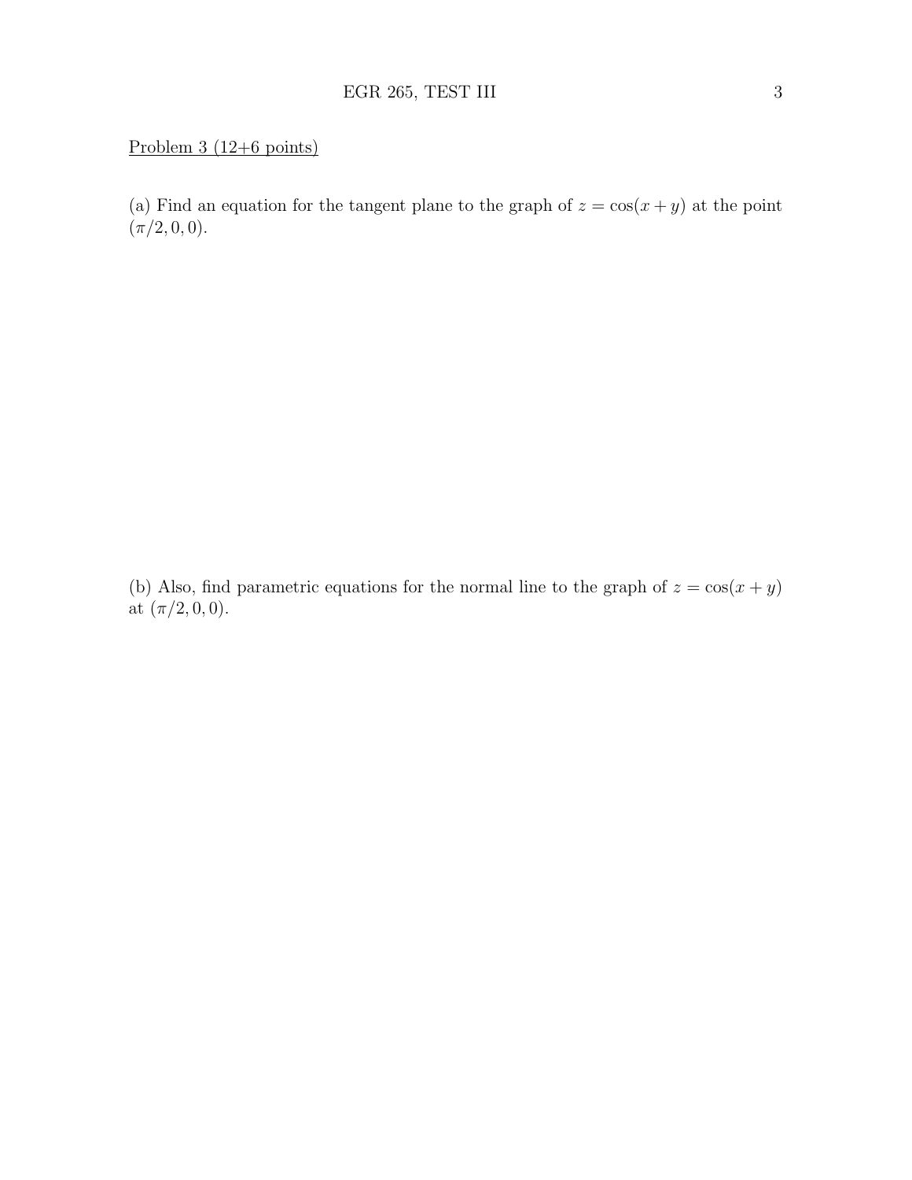Problem 3 (12+6 points)

(a) Find an equation for the tangent plane to the graph of $z = \cos(x + y)$ at the point $(\pi/2, 0, 0)$.

(b) Also, find parametric equations for the normal line to the graph of $z = \cos(x + y)$ at $(\pi/2, 0, 0)$.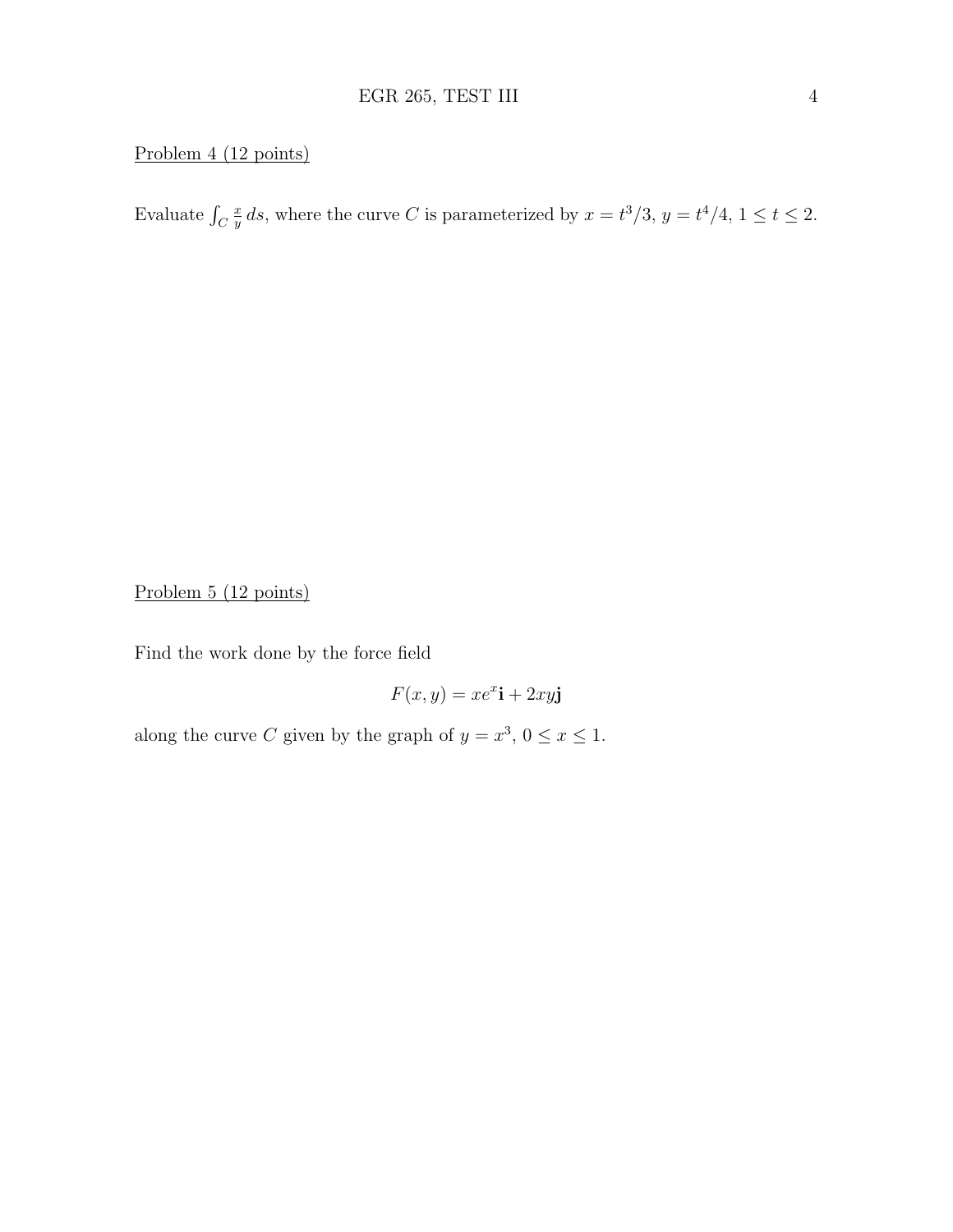Problem 4 (12 points)

Evaluate $\int_C \frac{x}{y}\, ds$, where the curve $C$ is parameterized by $x = t^3/3$, $y = t^4/4$, $1 \le t \le 2$.

Problem 5 (12 points)

Find the work done by the force field

$$F(x, y) = xe^x\mathbf{i} + 2xy\mathbf{j}$$

along the curve $C$ given by the graph of $y = x^3$, $0 \le x \le 1$.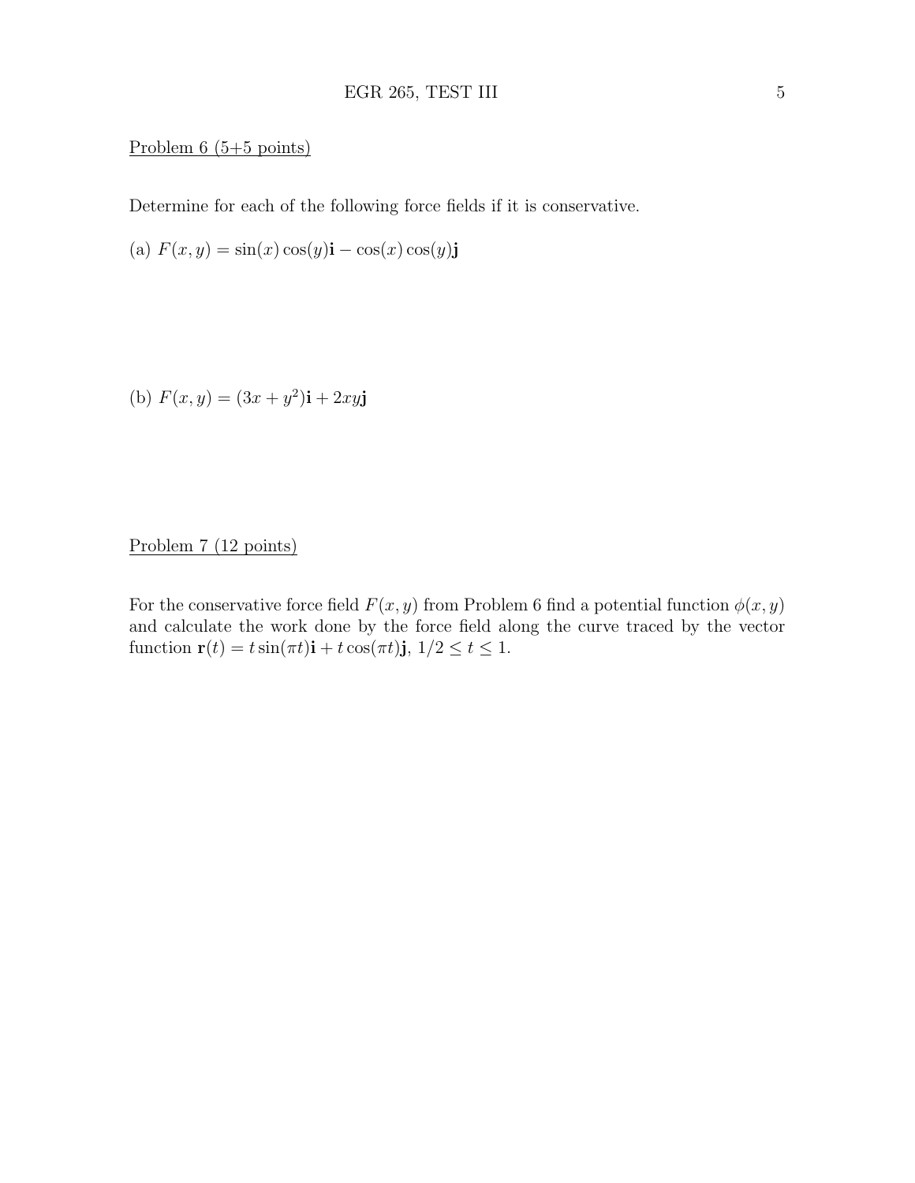Problem 6 (5+5 points)

Determine for each of the following force fields if it is conservative.

(a) $F(x, y) = \sin(x)\cos(y)\mathbf{i} - \cos(x)\cos(y)\mathbf{j}$

(b) $F(x, y) = (3x + y^2)\mathbf{i} + 2xy\mathbf{j}$

Problem 7 (12 points)

For the conservative force field $F(x, y)$ from Problem 6 find a potential function $\phi(x, y)$ and calculate the work done by the force field along the curve traced by the vector function $\mathbf{r}(t) = t\sin(\pi t)\mathbf{i} + t\cos(\pi t)\mathbf{j}$, $1/2 \leq t \leq 1$.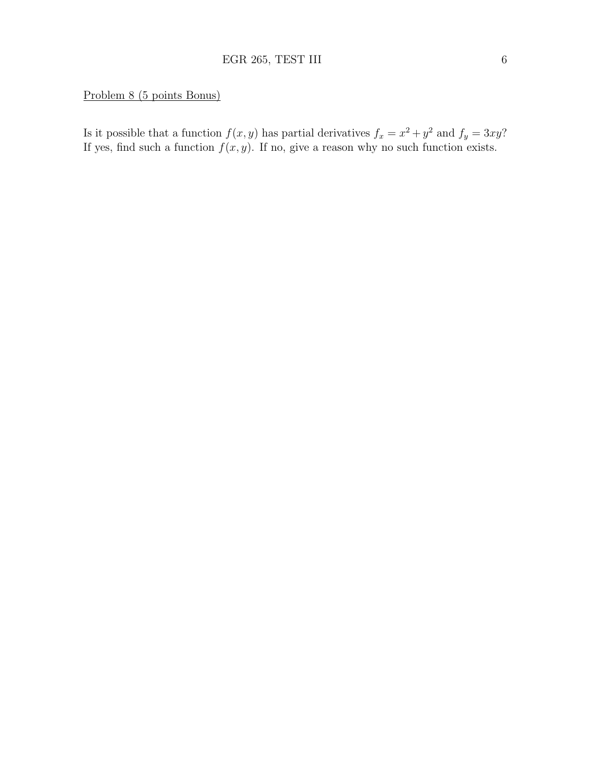Problem 8 (5 points Bonus)

Is it possible that a function $f(x, y)$ has partial derivatives $f_x = x^2 + y^2$ and $f_y = 3xy$? If yes, find such a function $f(x, y)$. If no, give a reason why no such function exists.